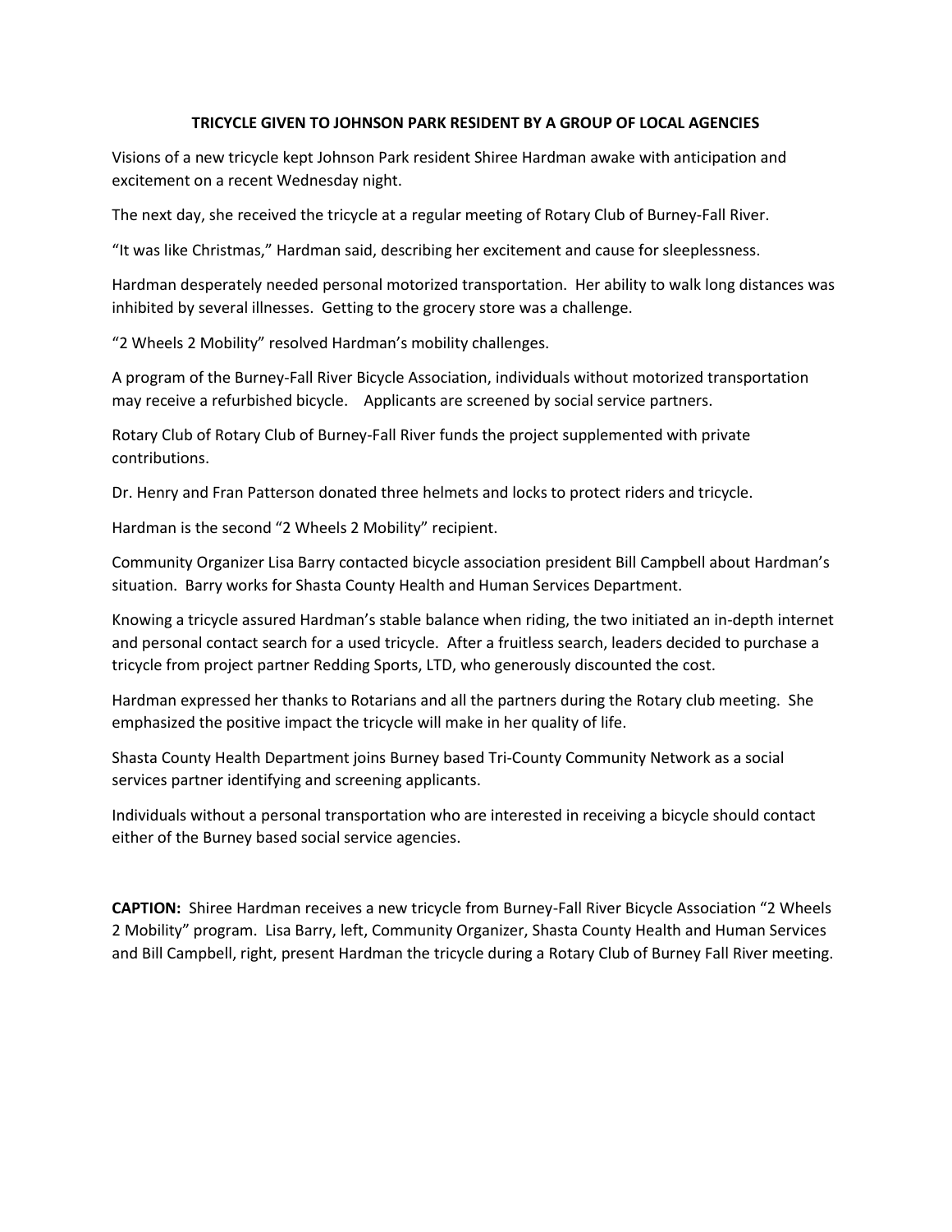# TRICYCLE GIVEN TO JOHNSON PARK RESIDENT BY A GROUP OF LOCAL AGENCIES

Visions of a new tricycle kept Johnson Park resident Shiree Hardman awake with anticipation and excitement on a recent Wednesday night.

The next day, she received the tricycle at a regular meeting of Rotary Club of Burney-Fall River.

"It was like Christmas," Hardman said, describing her excitement and cause for sleeplessness.

Hardman desperately needed personal motorized transportation. Her ability to walk long distances was inhibited by several illnesses. Getting to the grocery store was a challenge.

"2 Wheels 2 Mobility" resolved Hardman's mobility challenges.

A program of the Burney-Fall River Bicycle Association, individuals without motorized transportation may receive a refurbished bicycle. Applicants are screened by social service partners.

Rotary Club of Rotary Club of Burney-Fall River funds the project supplemented with private contributions.

Dr. Henry and Fran Patterson donated three helmets and locks to protect riders and tricycle.

Hardman is the second "2 Wheels 2 Mobility" recipient.

Community Organizer Lisa Barry contacted bicycle association president Bill Campbell about Hardman's situation. Barry works for Shasta County Health and Human Services Department.

Knowing a tricycle assured Hardman's stable balance when riding, the two initiated an in-depth internet and personal contact search for a used tricycle. After a fruitless search, leaders decided to purchase a tricycle from project partner Redding Sports, LTD, who generously discounted the cost.

Hardman expressed her thanks to Rotarians and all the partners during the Rotary club meeting. She emphasized the positive impact the tricycle will make in her quality of life.

Shasta County Health Department joins Burney based Tri-County Community Network as a social services partner identifying and screening applicants.

Individuals without a personal transportation who are interested in receiving a bicycle should contact either of the Burney based social service agencies.

**CAPTION:** Shiree Hardman receives a new tricycle from Burney-Fall River Bicycle Association "2 Wheels 2 Mobility" program. Lisa Barry, left, Community Organizer, Shasta County Health and Human Services and Bill Campbell, right, present Hardman the tricycle during a Rotary Club of Burney Fall River meeting.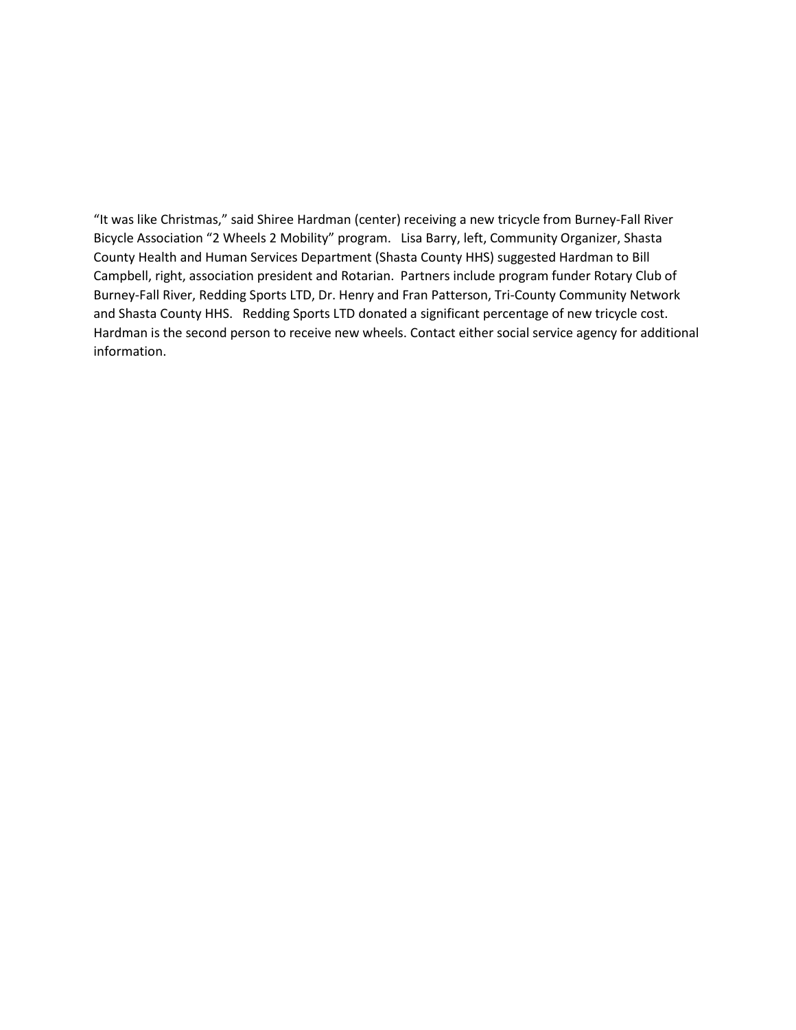"It was like Christmas," said Shiree Hardman (center) receiving a new tricycle from Burney-Fall River Bicycle Association "2 Wheels 2 Mobility" program. Lisa Barry, left, Community Organizer, Shasta County Health and Human Services Department (Shasta County HHS) suggested Hardman to Bill Campbell, right, association president and Rotarian. Partners include program funder Rotary Club of Burney-Fall River, Redding Sports LTD, Dr. Henry and Fran Patterson, Tri-County Community Network and Shasta County HHS. Redding Sports LTD donated a significant percentage of new tricycle cost. Hardman is the second person to receive new wheels. Contact either social service agency for additional information.